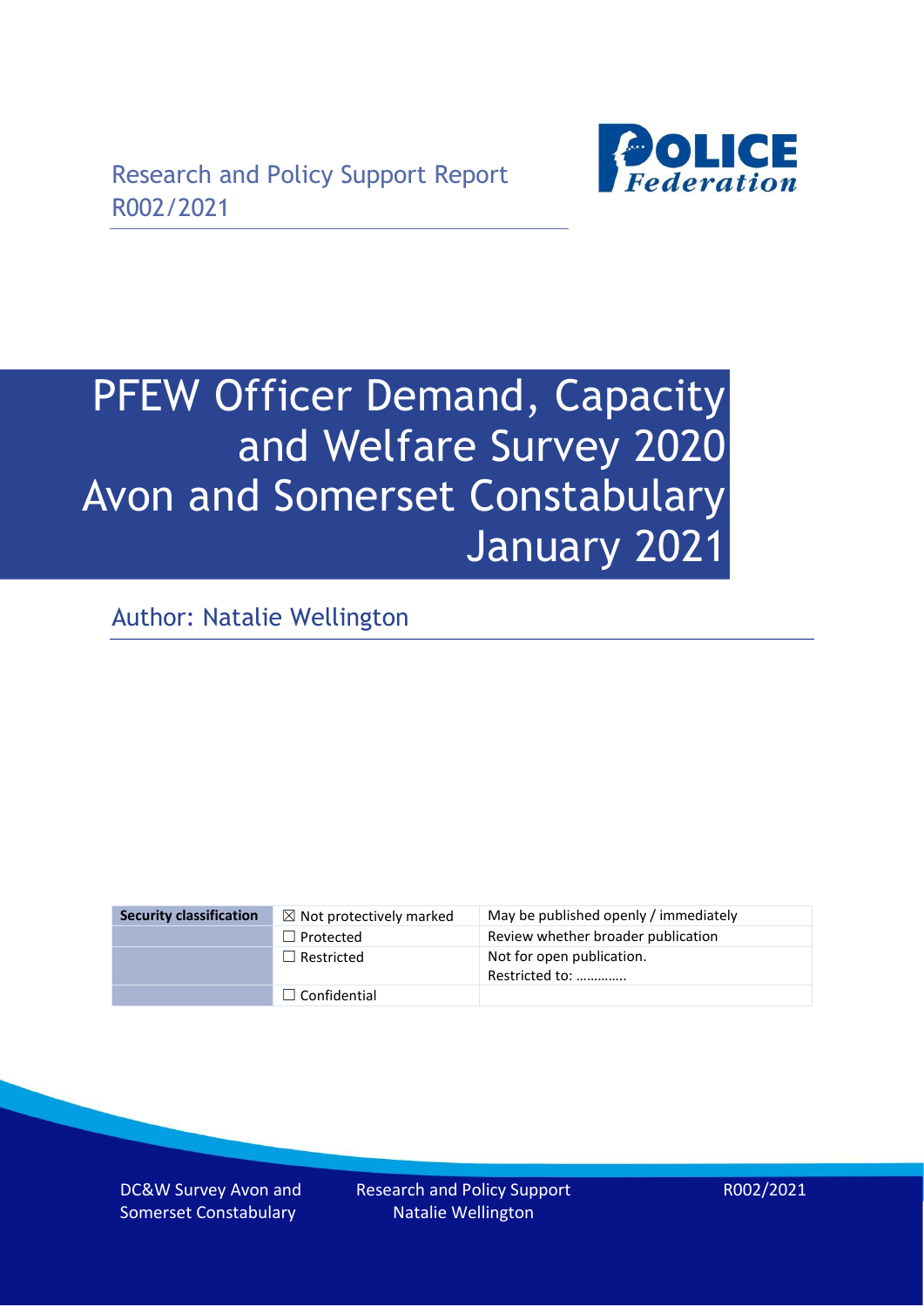Research and Policy Support Report
R002/2021

POLICE Federation

# PFEW Officer Demand, Capacity and Welfare Survey 2020 Avon and Somerset Constabulary January 2021

Author: Natalie Wellington

| Security classification | ☒ Not protectively marked | May be published openly / immediately |
| --- | --- | --- |
| | ☐ Protected | Review whether broader publication |
| | ☐ Restricted | Not for open publication. Restricted to: ………….. |
| | ☐ Confidential | |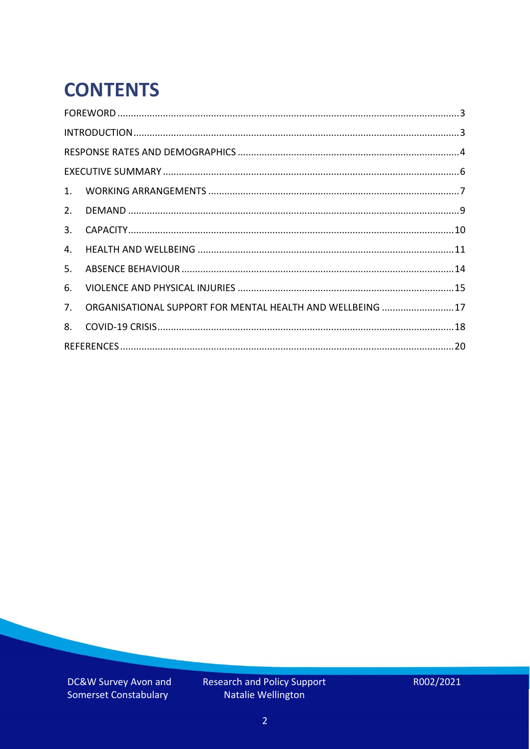# CONTENTS

FOREWORD .......... 3

INTRODUCTION .......... 3

RESPONSE RATES AND DEMOGRAPHICS .......... 4

EXECUTIVE SUMMARY .......... 6

1. WORKING ARRANGEMENTS .......... 7
2. DEMAND .......... 9
3. CAPACITY .......... 10
4. HEALTH AND WELLBEING .......... 11
5. ABSENCE BEHAVIOUR .......... 14
6. VIOLENCE AND PHYSICAL INJURIES .......... 15
7. ORGANISATIONAL SUPPORT FOR MENTAL HEALTH AND WELLBEING .......... 17
8. COVID-19 CRISIS .......... 18

REFERENCES .......... 20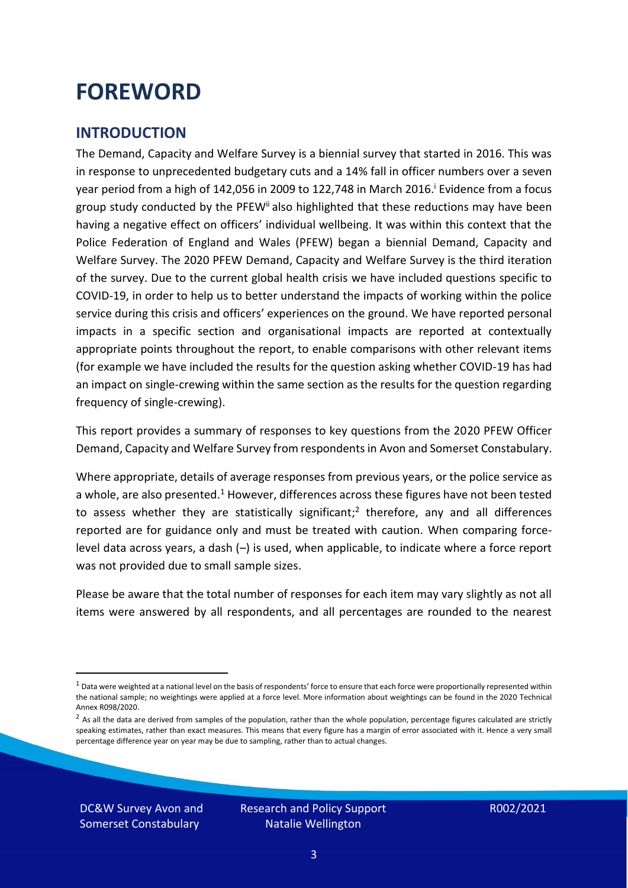# FOREWORD

## INTRODUCTION

The Demand, Capacity and Welfare Survey is a biennial survey that started in 2016. This was in response to unprecedented budgetary cuts and a 14% fall in officer numbers over a seven year period from a high of 142,056 in 2009 to 122,748 in March 2016.[i] Evidence from a focus group study conducted by the PFEW[ii] also highlighted that these reductions may have been having a negative effect on officers' individual wellbeing. It was within this context that the Police Federation of England and Wales (PFEW) began a biennial Demand, Capacity and Welfare Survey. The 2020 PFEW Demand, Capacity and Welfare Survey is the third iteration of the survey. Due to the current global health crisis we have included questions specific to COVID-19, in order to help us to better understand the impacts of working within the police service during this crisis and officers' experiences on the ground. We have reported personal impacts in a specific section and organisational impacts are reported at contextually appropriate points throughout the report, to enable comparisons with other relevant items (for example we have included the results for the question asking whether COVID-19 has had an impact on single-crewing within the same section as the results for the question regarding frequency of single-crewing).

This report provides a summary of responses to key questions from the 2020 PFEW Officer Demand, Capacity and Welfare Survey from respondents in Avon and Somerset Constabulary.

Where appropriate, details of average responses from previous years, or the police service as a whole, are also presented.[1] However, differences across these figures have not been tested to assess whether they are statistically significant;[2] therefore, any and all differences reported are for guidance only and must be treated with caution. When comparing force-level data across years, a dash (–) is used, when applicable, to indicate where a force report was not provided due to small sample sizes.

Please be aware that the total number of responses for each item may vary slightly as not all items were answered by all respondents, and all percentages are rounded to the nearest

---

[1] Data were weighted at a national level on the basis of respondents' force to ensure that each force were proportionally represented within the national sample; no weightings were applied at a force level. More information about weightings can be found in the 2020 Technical Annex R098/2020.

[2] As all the data are derived from samples of the population, rather than the whole population, percentage figures calculated are strictly speaking estimates, rather than exact measures. This means that every figure has a margin of error associated with it. Hence a very small percentage difference year on year may be due to sampling, rather than to actual changes.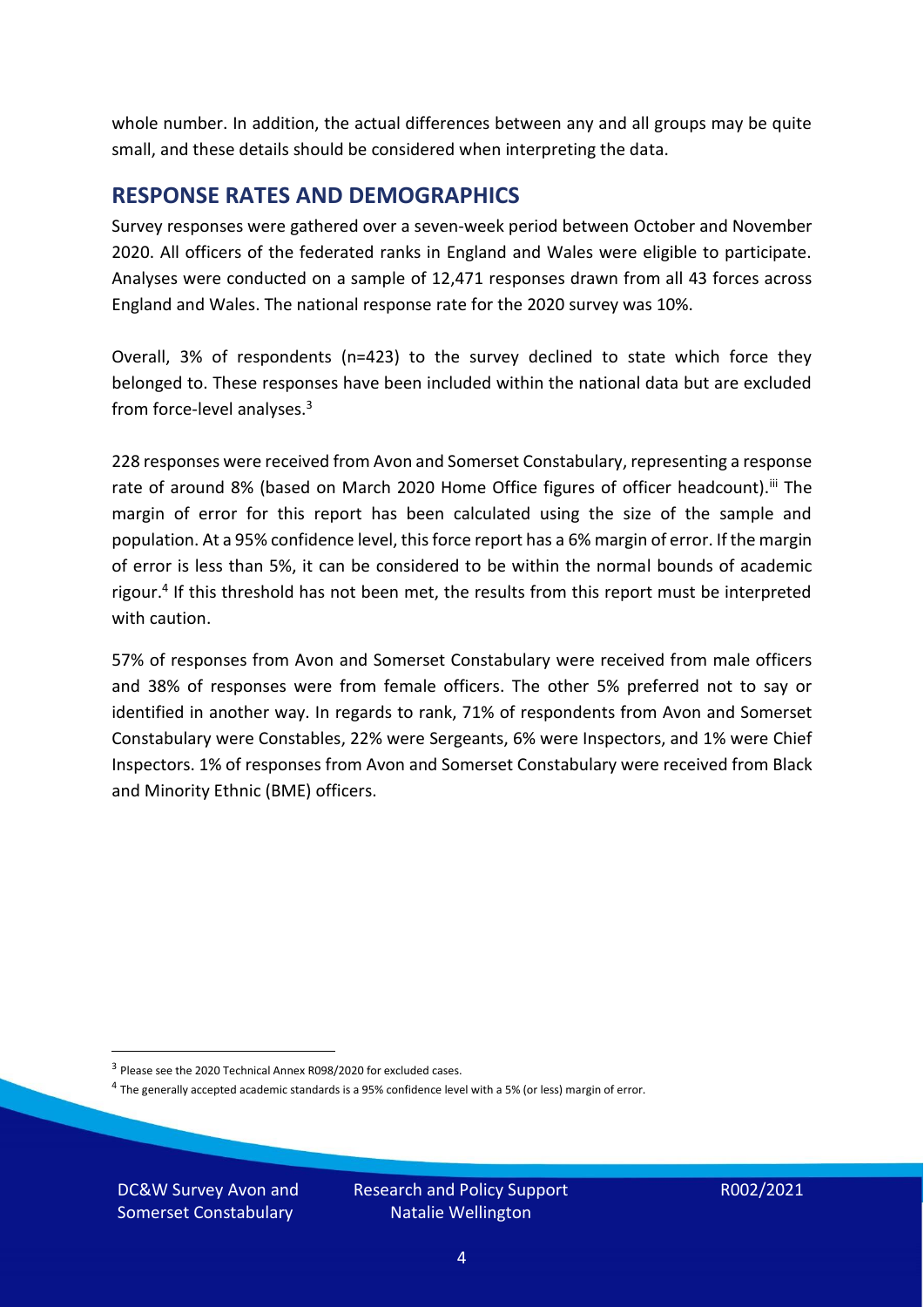whole number. In addition, the actual differences between any and all groups may be quite small, and these details should be considered when interpreting the data.

## RESPONSE RATES AND DEMOGRAPHICS

Survey responses were gathered over a seven-week period between October and November 2020. All officers of the federated ranks in England and Wales were eligible to participate. Analyses were conducted on a sample of 12,471 responses drawn from all 43 forces across England and Wales. The national response rate for the 2020 survey was 10%.

Overall, 3% of respondents (n=423) to the survey declined to state which force they belonged to. These responses have been included within the national data but are excluded from force-level analyses.[3]

228 responses were received from Avon and Somerset Constabulary, representing a response rate of around 8% (based on March 2020 Home Office figures of officer headcount).[iii] The margin of error for this report has been calculated using the size of the sample and population. At a 95% confidence level, this force report has a 6% margin of error. If the margin of error is less than 5%, it can be considered to be within the normal bounds of academic rigour.[4] If this threshold has not been met, the results from this report must be interpreted with caution.

57% of responses from Avon and Somerset Constabulary were received from male officers and 38% of responses were from female officers. The other 5% preferred not to say or identified in another way. In regards to rank, 71% of respondents from Avon and Somerset Constabulary were Constables, 22% were Sergeants, 6% were Inspectors, and 1% were Chief Inspectors. 1% of responses from Avon and Somerset Constabulary were received from Black and Minority Ethnic (BME) officers.

---

[3] Please see the 2020 Technical Annex R098/2020 for excluded cases.

[4] The generally accepted academic standards is a 95% confidence level with a 5% (or less) margin of error.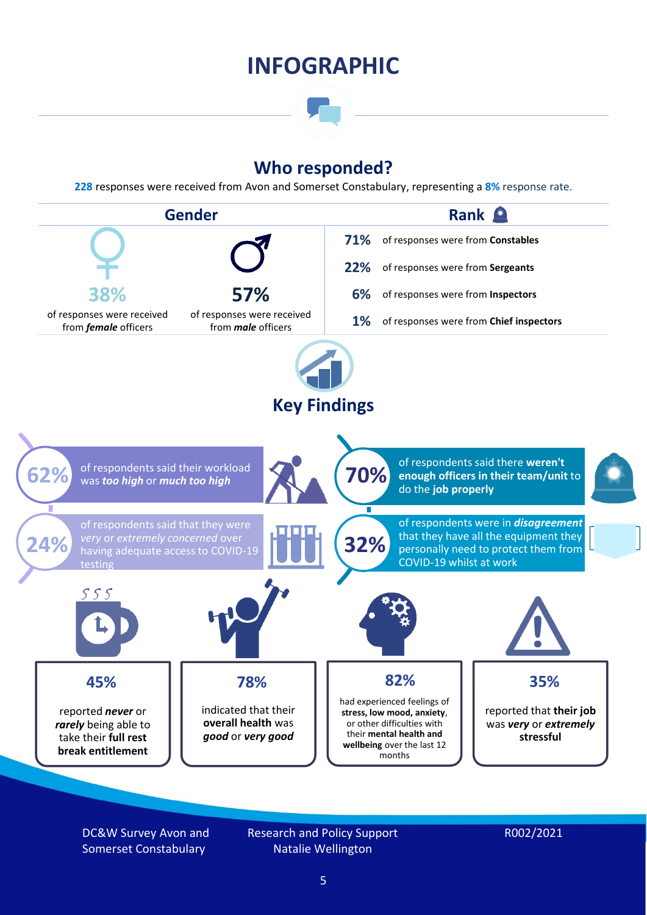# INFOGRAPHIC

## Who responded?

**228** responses were received from Avon and Somerset Constabulary, representing a **8%** response rate.

### Gender

**38%** of responses were received from ***female*** officers

**57%** of responses were received from ***male*** officers

### Rank

- **71%** of responses were from **Constables**
- **22%** of responses were from **Sergeants**
- **6%** of responses were from **Inspectors**
- **1%** of responses were from **Chief inspectors**

## Key Findings

**62%** of respondents said their workload was ***too high*** or ***much too high***

**70%** of respondents said there **weren't enough officers in their team/unit** to do the **job properly**

**24%** of respondents said that they were *very* or *extremely concerned* over having adequate access to COVID-19 testing

**32%** of respondents were in ***disagreement*** that they have all the equipment they personally need to protect them from COVID-19 whilst at work

**45%** reported ***never*** or ***rarely*** being able to take their **full rest break entitlement**

**78%** indicated that their **overall health** was ***good*** or ***very good***

**82%** had experienced feelings of **stress, low mood, anxiety**, or other difficulties with their **mental health and wellbeing** over the last 12 months

**35%** reported that **their job** was ***very*** or ***extremely*** **stressful**

DC&W Survey Avon and Somerset Constabulary

Research and Policy Support
Natalie Wellington

R002/2021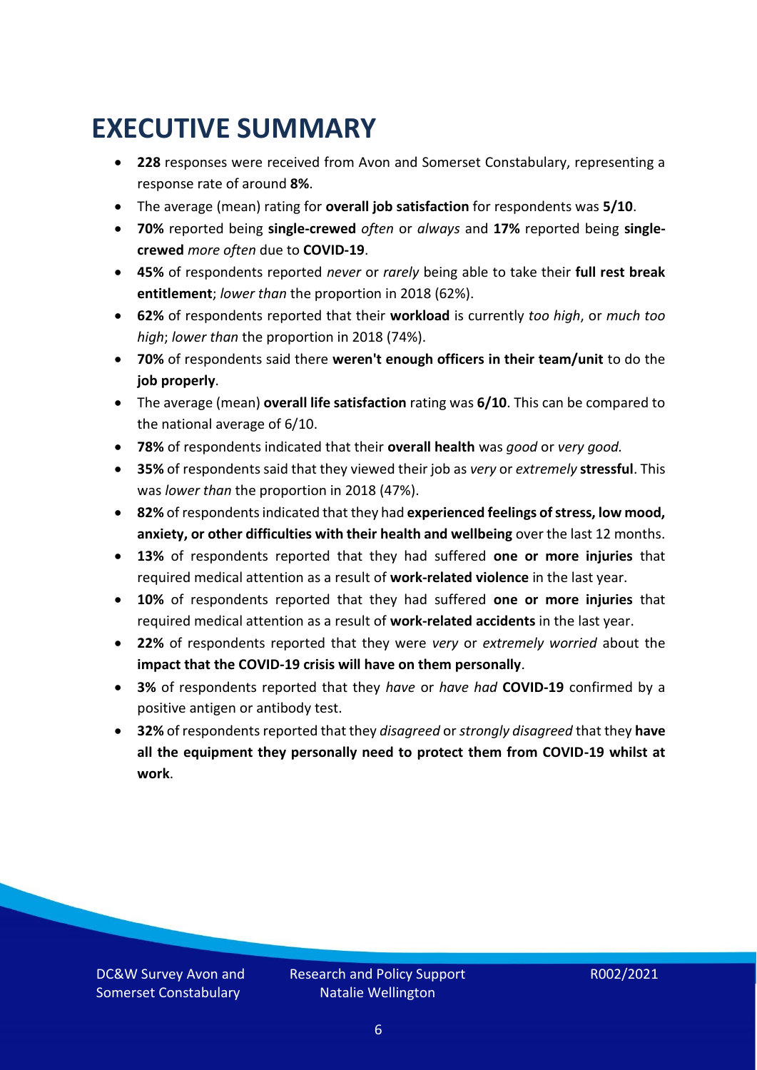# EXECUTIVE SUMMARY

- **228** responses were received from Avon and Somerset Constabulary, representing a response rate of around **8%**.
- The average (mean) rating for **overall job satisfaction** for respondents was **5/10**.
- **70%** reported being **single-crewed** *often* or *always* and **17%** reported being **single-crewed** *more often* due to **COVID-19**.
- **45%** of respondents reported *never* or *rarely* being able to take their **full rest break entitlement**; *lower than* the proportion in 2018 (62%).
- **62%** of respondents reported that their **workload** is currently *too high*, or *much too high*; *lower than* the proportion in 2018 (74%).
- **70%** of respondents said there **weren't enough officers in their team/unit** to do the **job properly**.
- The average (mean) **overall life satisfaction** rating was **6/10**. This can be compared to the national average of 6/10.
- **78%** of respondents indicated that their **overall health** was *good* or *very good.*
- **35%** of respondents said that they viewed their job as *very* or *extremely* **stressful**. This was *lower than* the proportion in 2018 (47%).
- **82%** of respondents indicated that they had **experienced feelings of stress, low mood, anxiety, or other difficulties with their health and wellbeing** over the last 12 months.
- **13%** of respondents reported that they had suffered **one or more injuries** that required medical attention as a result of **work-related violence** in the last year.
- **10%** of respondents reported that they had suffered **one or more injuries** that required medical attention as a result of **work-related accidents** in the last year.
- **22%** of respondents reported that they were *very* or *extremely worried* about the **impact that the COVID-19 crisis will have on them personally**.
- **3%** of respondents reported that they *have* or *have had* **COVID-19** confirmed by a positive antigen or antibody test.
- **32%** of respondents reported that they *disagreed* or *strongly disagreed* that they **have all the equipment they personally need to protect them from COVID-19 whilst at work**.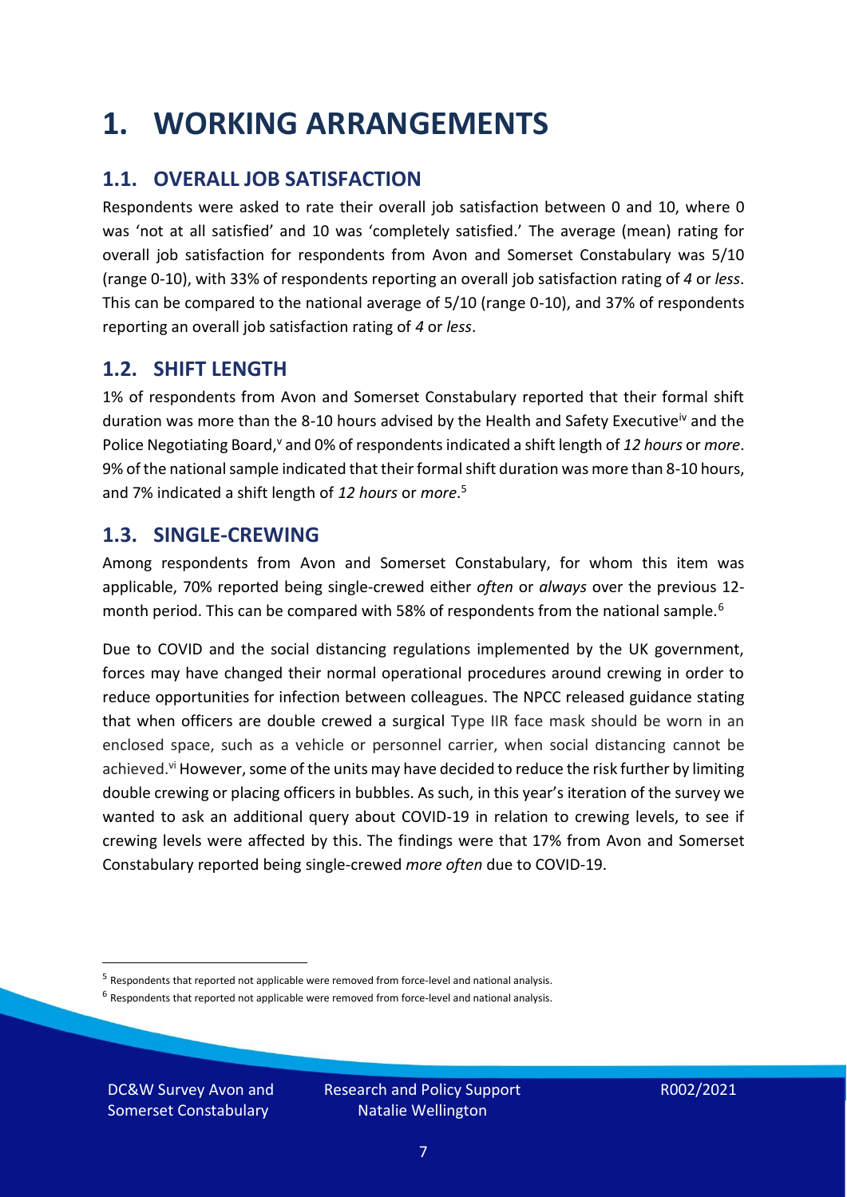# 1. WORKING ARRANGEMENTS

## 1.1. OVERALL JOB SATISFACTION

Respondents were asked to rate their overall job satisfaction between 0 and 10, where 0 was 'not at all satisfied' and 10 was 'completely satisfied.' The average (mean) rating for overall job satisfaction for respondents from Avon and Somerset Constabulary was 5/10 (range 0-10), with 33% of respondents reporting an overall job satisfaction rating of *4* or *less*. This can be compared to the national average of 5/10 (range 0-10), and 37% of respondents reporting an overall job satisfaction rating of *4* or *less*.

## 1.2. SHIFT LENGTH

1% of respondents from Avon and Somerset Constabulary reported that their formal shift duration was more than the 8-10 hours advised by the Health and Safety Executive[iv] and the Police Negotiating Board,[v] and 0% of respondents indicated a shift length of *12 hours* or *more*. 9% of the national sample indicated that their formal shift duration was more than 8-10 hours, and 7% indicated a shift length of *12 hours* or *more*.[5]

## 1.3. SINGLE-CREWING

Among respondents from Avon and Somerset Constabulary, for whom this item was applicable, 70% reported being single-crewed either *often* or *always* over the previous 12-month period. This can be compared with 58% of respondents from the national sample.[6]

Due to COVID and the social distancing regulations implemented by the UK government, forces may have changed their normal operational procedures around crewing in order to reduce opportunities for infection between colleagues. The NPCC released guidance stating that when officers are double crewed a surgical Type IIR face mask should be worn in an enclosed space, such as a vehicle or personnel carrier, when social distancing cannot be achieved.[vi] However, some of the units may have decided to reduce the risk further by limiting double crewing or placing officers in bubbles. As such, in this year's iteration of the survey we wanted to ask an additional query about COVID-19 in relation to crewing levels, to see if crewing levels were affected by this. The findings were that 17% from Avon and Somerset Constabulary reported being single-crewed *more often* due to COVID-19.

---

[5] Respondents that reported not applicable were removed from force-level and national analysis.

[6] Respondents that reported not applicable were removed from force-level and national analysis.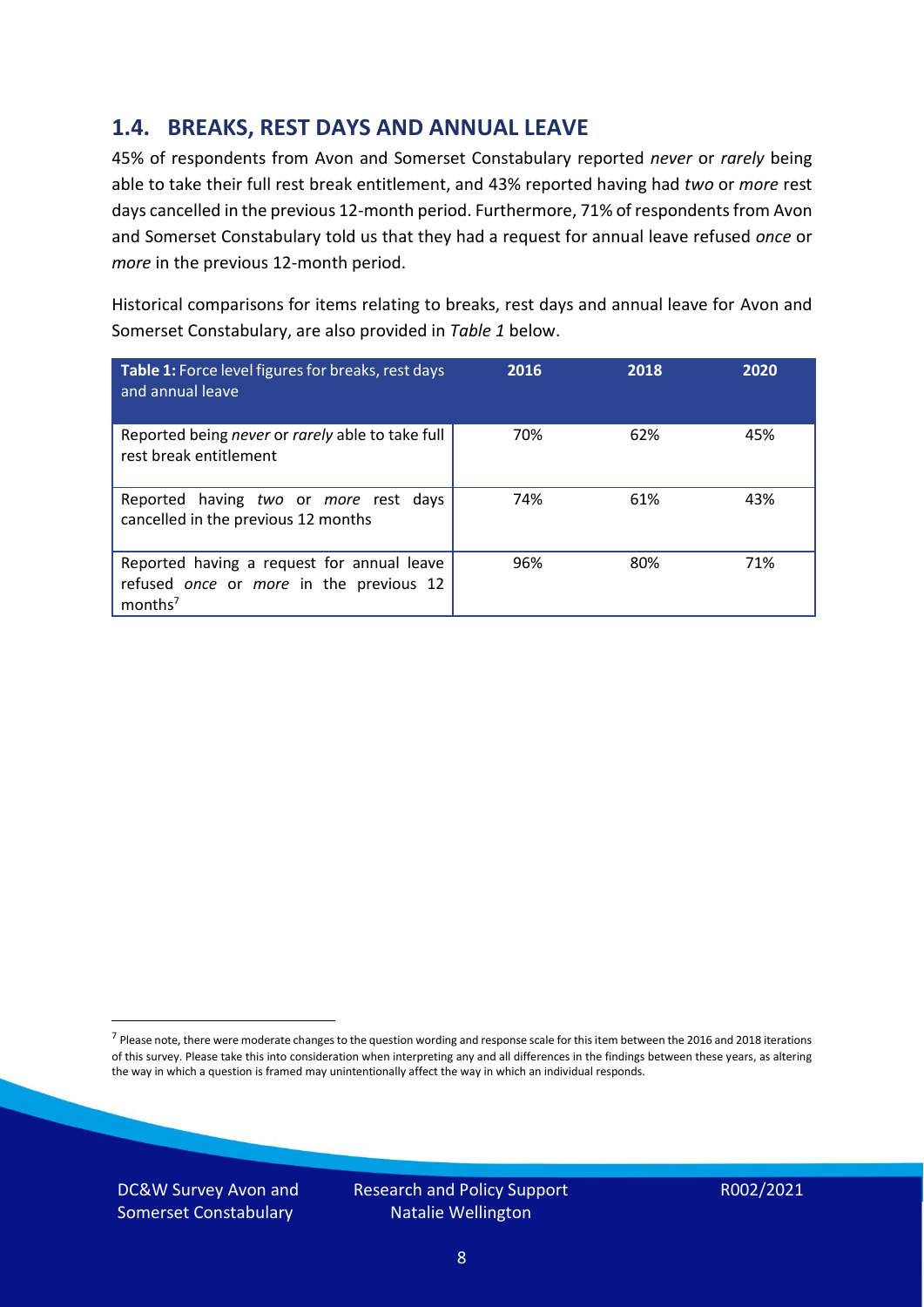## 1.4. BREAKS, REST DAYS AND ANNUAL LEAVE

45% of respondents from Avon and Somerset Constabulary reported *never* or *rarely* being able to take their full rest break entitlement, and 43% reported having had *two* or *more* rest days cancelled in the previous 12-month period. Furthermore, 71% of respondents from Avon and Somerset Constabulary told us that they had a request for annual leave refused *once* or *more* in the previous 12-month period.

Historical comparisons for items relating to breaks, rest days and annual leave for Avon and Somerset Constabulary, are also provided in *Table 1* below.

| **Table 1:** Force level figures for breaks, rest days and annual leave | 2016 | 2018 | 2020 |
|---|---|---|---|
| Reported being *never* or *rarely* able to take full rest break entitlement | 70% | 62% | 45% |
| Reported having *two* or *more* rest days cancelled in the previous 12 months | 74% | 61% | 43% |
| Reported having a request for annual leave refused *once* or *more* in the previous 12 months[7] | 96% | 80% | 71% |

[7] Please note, there were moderate changes to the question wording and response scale for this item between the 2016 and 2018 iterations of this survey. Please take this into consideration when interpreting any and all differences in the findings between these years, as altering the way in which a question is framed may unintentionally affect the way in which an individual responds.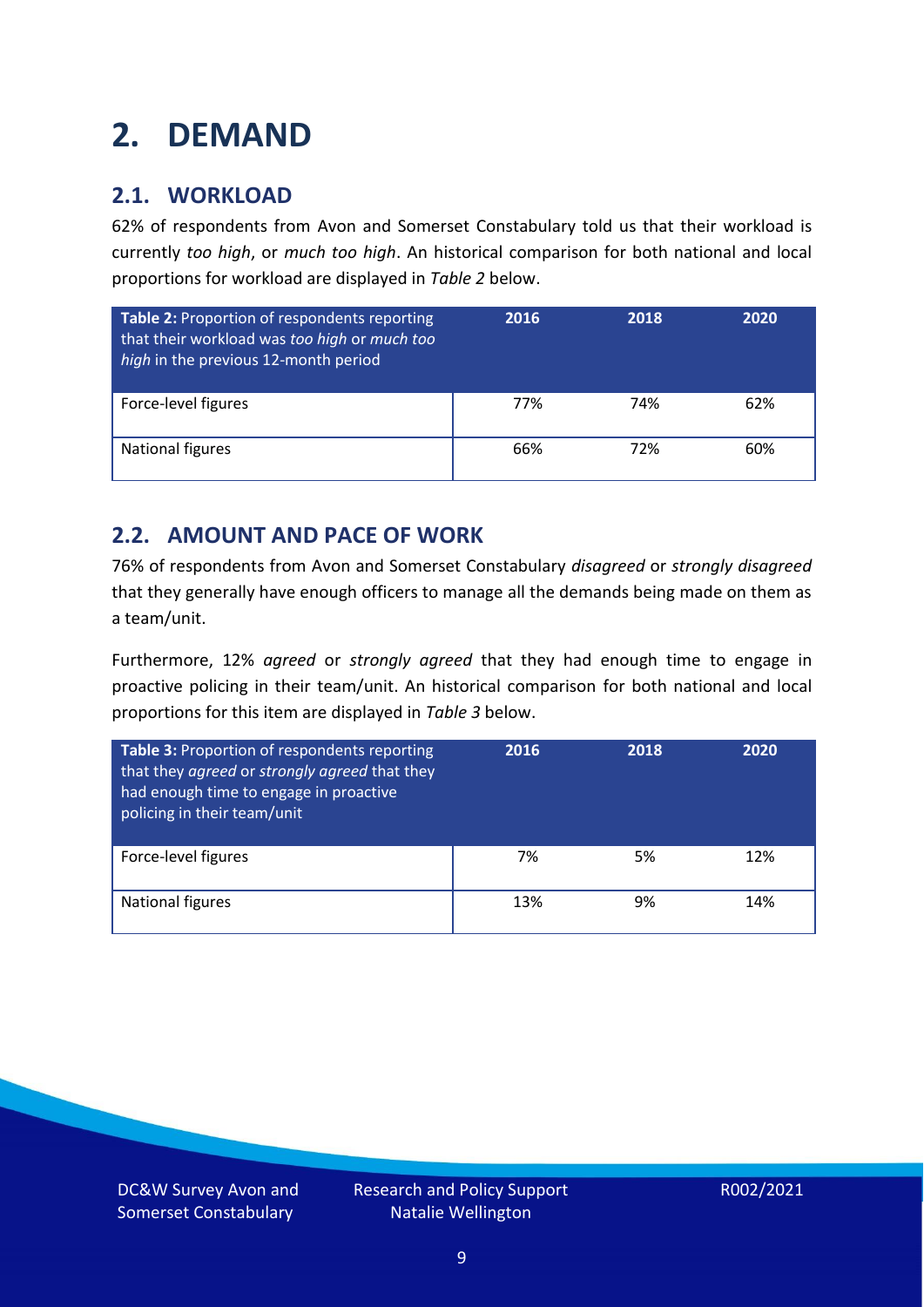# 2. DEMAND

## 2.1. WORKLOAD

62% of respondents from Avon and Somerset Constabulary told us that their workload is currently *too high*, or *much too high*. An historical comparison for both national and local proportions for workload are displayed in *Table 2* below.

| **Table 2:** Proportion of respondents reporting that their workload was *too high* or *much too high* in the previous 12-month period | 2016 | 2018 | 2020 |
|---|---|---|---|
| Force-level figures | 77% | 74% | 62% |
| National figures | 66% | 72% | 60% |

## 2.2. AMOUNT AND PACE OF WORK

76% of respondents from Avon and Somerset Constabulary *disagreed* or *strongly disagreed* that they generally have enough officers to manage all the demands being made on them as a team/unit.

Furthermore, 12% *agreed* or *strongly agreed* that they had enough time to engage in proactive policing in their team/unit. An historical comparison for both national and local proportions for this item are displayed in *Table 3* below.

| **Table 3:** Proportion of respondents reporting that they *agreed* or *strongly agreed* that they had enough time to engage in proactive policing in their team/unit | 2016 | 2018 | 2020 |
|---|---|---|---|
| Force-level figures | 7% | 5% | 12% |
| National figures | 13% | 9% | 14% |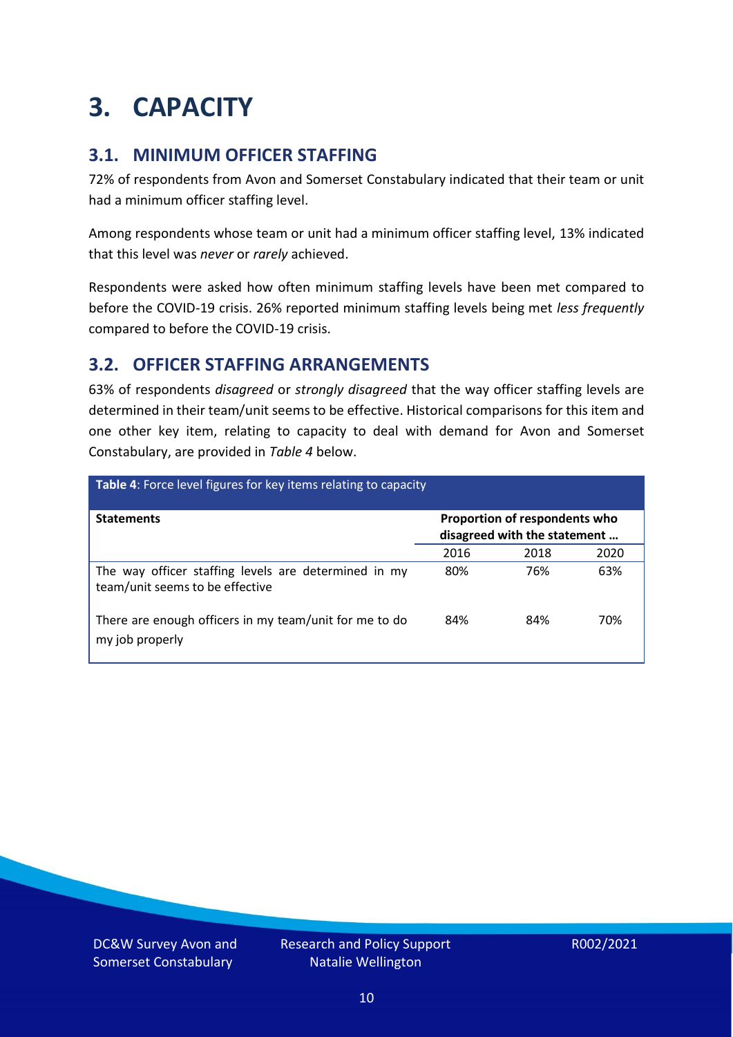# 3. CAPACITY

## 3.1. MINIMUM OFFICER STAFFING

72% of respondents from Avon and Somerset Constabulary indicated that their team or unit had a minimum officer staffing level.

Among respondents whose team or unit had a minimum officer staffing level, 13% indicated that this level was *never* or *rarely* achieved.

Respondents were asked how often minimum staffing levels have been met compared to before the COVID-19 crisis. 26% reported minimum staffing levels being met *less frequently* compared to before the COVID-19 crisis.

## 3.2. OFFICER STAFFING ARRANGEMENTS

63% of respondents *disagreed* or *strongly disagreed* that the way officer staffing levels are determined in their team/unit seems to be effective. Historical comparisons for this item and one other key item, relating to capacity to deal with demand for Avon and Somerset Constabulary, are provided in *Table 4* below.

**Table 4**: Force level figures for key items relating to capacity

| Statements | Proportion of respondents who disagreed with the statement … | | |
|---|---|---|---|
| | 2016 | 2018 | 2020 |
| The way officer staffing levels are determined in my team/unit seems to be effective | 80% | 76% | 63% |
| There are enough officers in my team/unit for me to do my job properly | 84% | 84% | 70% |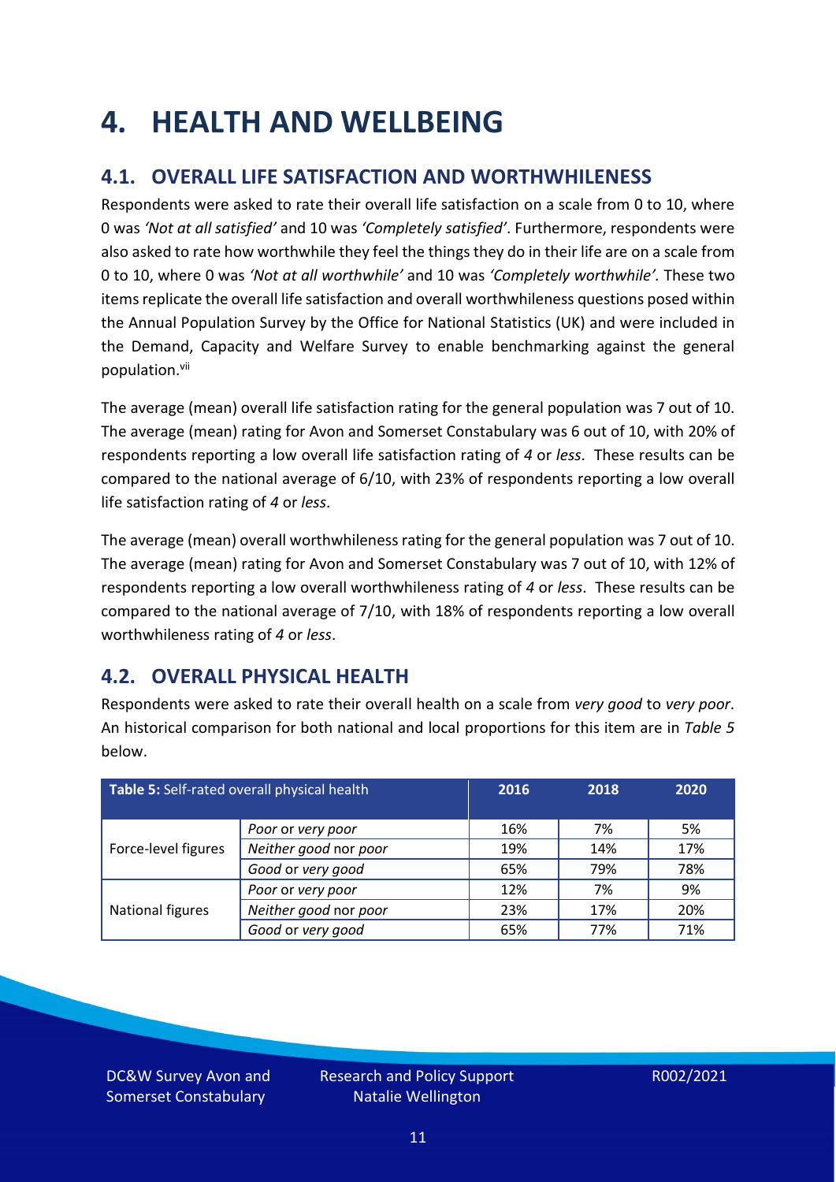# 4. HEALTH AND WELLBEING

## 4.1. OVERALL LIFE SATISFACTION AND WORTHWHILENESS

Respondents were asked to rate their overall life satisfaction on a scale from 0 to 10, where 0 was *'Not at all satisfied'* and 10 was *'Completely satisfied'*. Furthermore, respondents were also asked to rate how worthwhile they feel the things they do in their life are on a scale from 0 to 10, where 0 was *'Not at all worthwhile'* and 10 was *'Completely worthwhile'.* These two items replicate the overall life satisfaction and overall worthwhileness questions posed within the Annual Population Survey by the Office for National Statistics (UK) and were included in the Demand, Capacity and Welfare Survey to enable benchmarking against the general population.[vii]

The average (mean) overall life satisfaction rating for the general population was 7 out of 10. The average (mean) rating for Avon and Somerset Constabulary was 6 out of 10, with 20% of respondents reporting a low overall life satisfaction rating of *4* or *less*. These results can be compared to the national average of 6/10, with 23% of respondents reporting a low overall life satisfaction rating of *4* or *less*.

The average (mean) overall worthwhileness rating for the general population was 7 out of 10. The average (mean) rating for Avon and Somerset Constabulary was 7 out of 10, with 12% of respondents reporting a low overall worthwhileness rating of *4* or *less*. These results can be compared to the national average of 7/10, with 18% of respondents reporting a low overall worthwhileness rating of *4* or *less*.

## 4.2. OVERALL PHYSICAL HEALTH

Respondents were asked to rate their overall health on a scale from *very good* to *very poor*. An historical comparison for both national and local proportions for this item are in *Table 5* below.

| **Table 5:** Self-rated overall physical health | | 2016 | 2018 | 2020 |
|---|---|---|---|---|
| Force-level figures | *Poor* or *very poor* | 16% | 7% | 5% |
| | *Neither good* nor *poor* | 19% | 14% | 17% |
| | *Good* or *very good* | 65% | 79% | 78% |
| National figures | *Poor* or *very poor* | 12% | 7% | 9% |
| | *Neither good* nor *poor* | 23% | 17% | 20% |
| | *Good* or *very good* | 65% | 77% | 71% |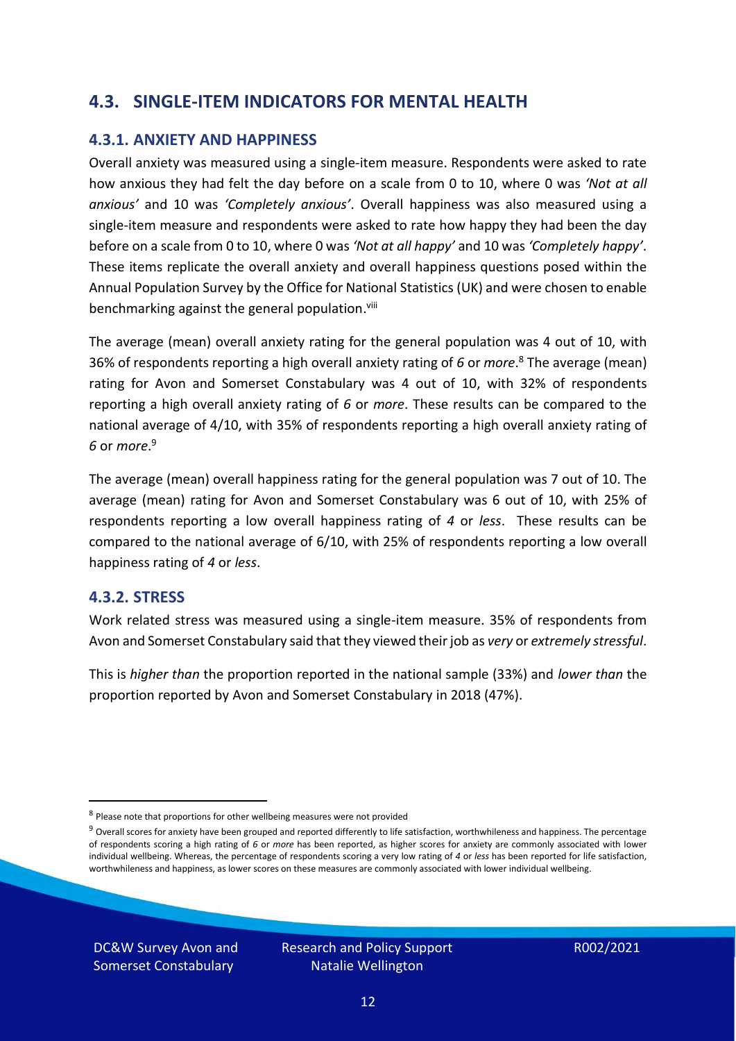## 4.3. SINGLE-ITEM INDICATORS FOR MENTAL HEALTH

### 4.3.1. ANXIETY AND HAPPINESS

Overall anxiety was measured using a single-item measure. Respondents were asked to rate how anxious they had felt the day before on a scale from 0 to 10, where 0 was *'Not at all anxious'* and 10 was *'Completely anxious'*. Overall happiness was also measured using a single-item measure and respondents were asked to rate how happy they had been the day before on a scale from 0 to 10, where 0 was *'Not at all happy'* and 10 was *'Completely happy'*. These items replicate the overall anxiety and overall happiness questions posed within the Annual Population Survey by the Office for National Statistics (UK) and were chosen to enable benchmarking against the general population.[viii]

The average (mean) overall anxiety rating for the general population was 4 out of 10, with 36% of respondents reporting a high overall anxiety rating of *6* or *more*.[8] The average (mean) rating for Avon and Somerset Constabulary was 4 out of 10, with 32% of respondents reporting a high overall anxiety rating of *6* or *more*. These results can be compared to the national average of 4/10, with 35% of respondents reporting a high overall anxiety rating of *6* or *more*.[9]

The average (mean) overall happiness rating for the general population was 7 out of 10. The average (mean) rating for Avon and Somerset Constabulary was 6 out of 10, with 25% of respondents reporting a low overall happiness rating of *4* or *less*. These results can be compared to the national average of 6/10, with 25% of respondents reporting a low overall happiness rating of *4* or *less*.

### 4.3.2. STRESS

Work related stress was measured using a single-item measure. 35% of respondents from Avon and Somerset Constabulary said that they viewed their job as *very* or *extremely stressful*.

This is *higher than* the proportion reported in the national sample (33%) and *lower than* the proportion reported by Avon and Somerset Constabulary in 2018 (47%).

---

[8] Please note that proportions for other wellbeing measures were not provided

[9] Overall scores for anxiety have been grouped and reported differently to life satisfaction, worthwhileness and happiness. The percentage of respondents scoring a high rating of *6* or *more* has been reported, as higher scores for anxiety are commonly associated with lower individual wellbeing. Whereas, the percentage of respondents scoring a very low rating of *4* or *less* has been reported for life satisfaction, worthwhileness and happiness, as lower scores on these measures are commonly associated with lower individual wellbeing.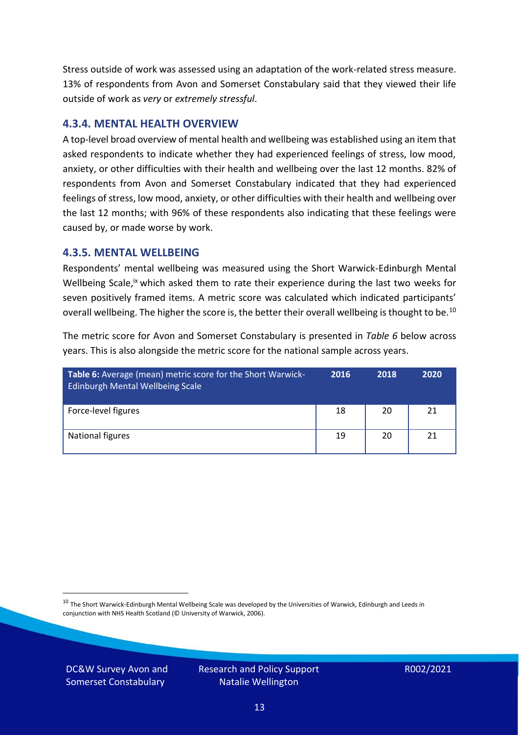Stress outside of work was assessed using an adaptation of the work-related stress measure. 13% of respondents from Avon and Somerset Constabulary said that they viewed their life outside of work as *very* or *extremely stressful*.

### 4.3.4. MENTAL HEALTH OVERVIEW

A top-level broad overview of mental health and wellbeing was established using an item that asked respondents to indicate whether they had experienced feelings of stress, low mood, anxiety, or other difficulties with their health and wellbeing over the last 12 months. 82% of respondents from Avon and Somerset Constabulary indicated that they had experienced feelings of stress, low mood, anxiety, or other difficulties with their health and wellbeing over the last 12 months; with 96% of these respondents also indicating that these feelings were caused by, or made worse by work.

### 4.3.5. MENTAL WELLBEING

Respondents' mental wellbeing was measured using the Short Warwick-Edinburgh Mental Wellbeing Scale,[ix] which asked them to rate their experience during the last two weeks for seven positively framed items. A metric score was calculated which indicated participants' overall wellbeing. The higher the score is, the better their overall wellbeing is thought to be.[10]

The metric score for Avon and Somerset Constabulary is presented in *Table 6* below across years. This is also alongside the metric score for the national sample across years.

| **Table 6:** Average (mean) metric score for the Short Warwick-Edinburgh Mental Wellbeing Scale | 2016 | 2018 | 2020 |
|---|---|---|---|
| Force-level figures | 18 | 20 | 21 |
| National figures | 19 | 20 | 21 |

[10] The Short Warwick-Edinburgh Mental Wellbeing Scale was developed by the Universities of Warwick, Edinburgh and Leeds in conjunction with NHS Health Scotland (© University of Warwick, 2006).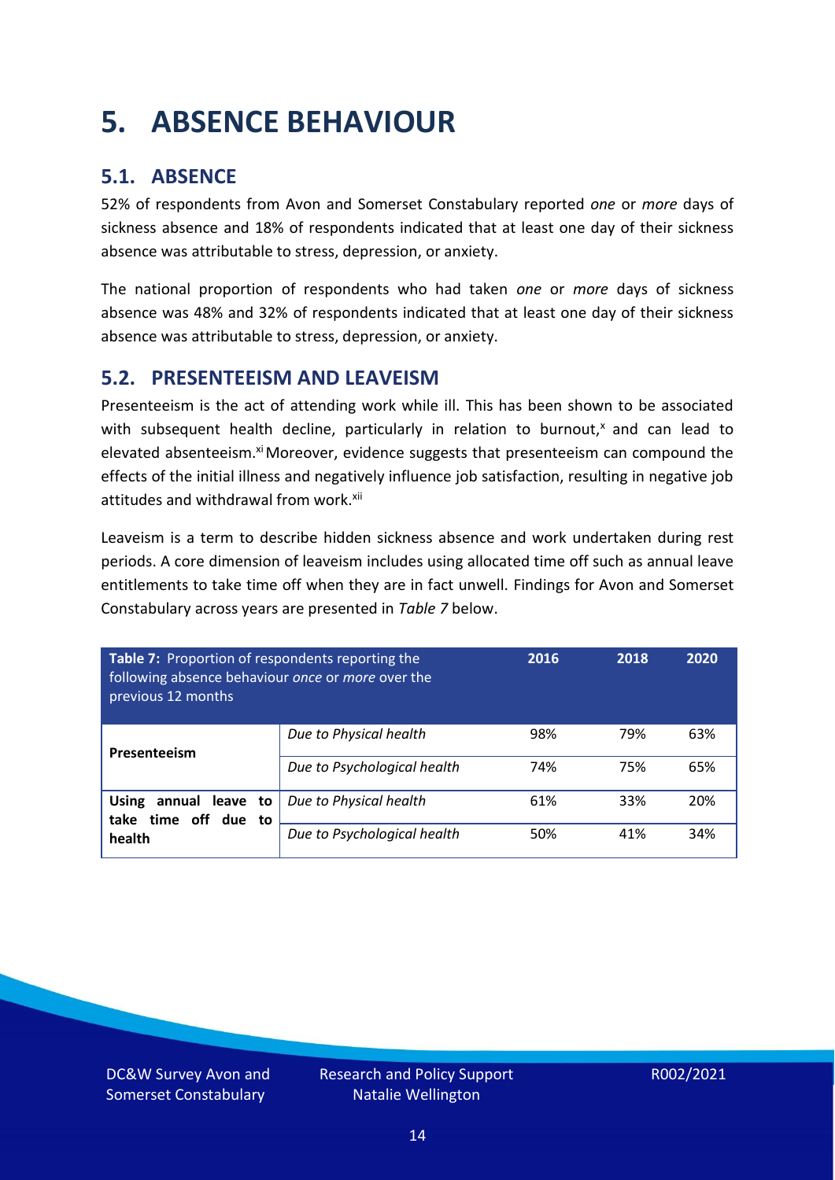# 5. ABSENCE BEHAVIOUR

## 5.1. ABSENCE

52% of respondents from Avon and Somerset Constabulary reported *one* or *more* days of sickness absence and 18% of respondents indicated that at least one day of their sickness absence was attributable to stress, depression, or anxiety.

The national proportion of respondents who had taken *one* or *more* days of sickness absence was 48% and 32% of respondents indicated that at least one day of their sickness absence was attributable to stress, depression, or anxiety.

## 5.2. PRESENTEEISM AND LEAVEISM

Presenteeism is the act of attending work while ill. This has been shown to be associated with subsequent health decline, particularly in relation to burnout,[x] and can lead to elevated absenteeism.[xi] Moreover, evidence suggests that presenteeism can compound the effects of the initial illness and negatively influence job satisfaction, resulting in negative job attitudes and withdrawal from work.[xii]

Leaveism is a term to describe hidden sickness absence and work undertaken during rest periods. A core dimension of leaveism includes using allocated time off such as annual leave entitlements to take time off when they are in fact unwell. Findings for Avon and Somerset Constabulary across years are presented in *Table 7* below.

| **Table 7:** Proportion of respondents reporting the following absence behaviour *once* or *more* over the previous 12 months | | 2016 | 2018 | 2020 |
|---|---|---|---|---|
| **Presenteeism** | *Due to Physical health* | 98% | 79% | 63% |
| | *Due to Psychological health* | 74% | 75% | 65% |
| **Using annual leave to take time off due to health** | *Due to Physical health* | 61% | 33% | 20% |
| | *Due to Psychological health* | 50% | 41% | 34% |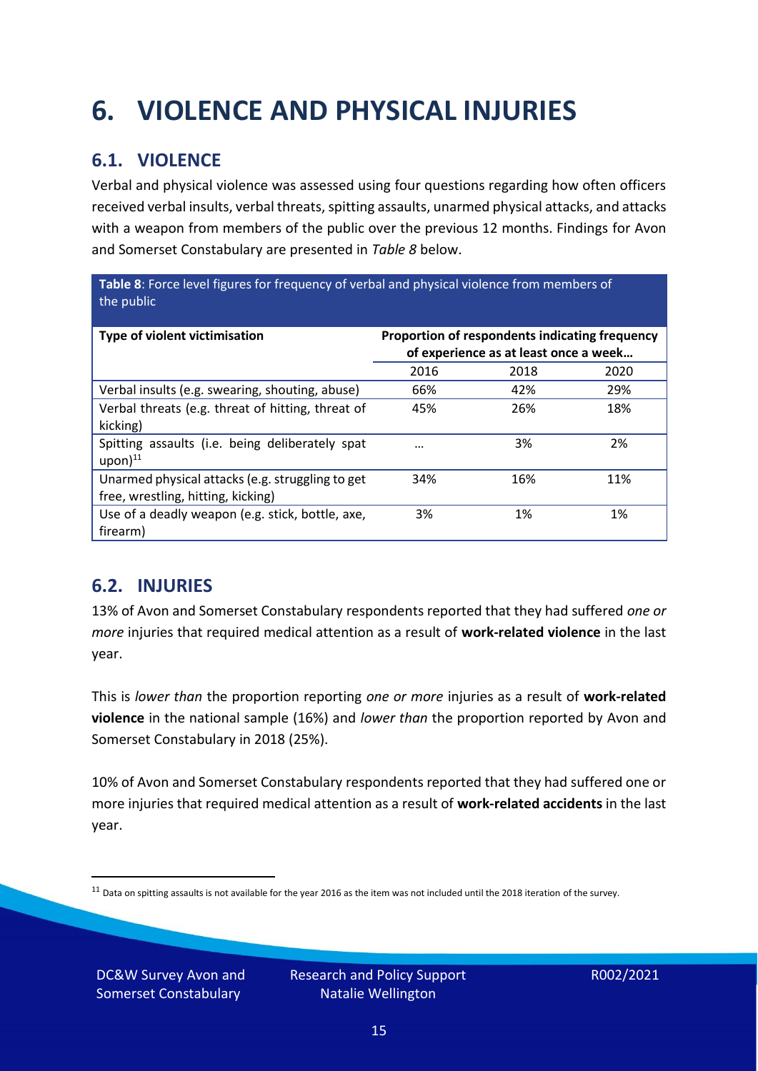# 6. VIOLENCE AND PHYSICAL INJURIES

## 6.1. VIOLENCE

Verbal and physical violence was assessed using four questions regarding how often officers received verbal insults, verbal threats, spitting assaults, unarmed physical attacks, and attacks with a weapon from members of the public over the previous 12 months. Findings for Avon and Somerset Constabulary are presented in *Table 8* below.

**Table 8**: Force level figures for frequency of verbal and physical violence from members of the public

| Type of violent victimisation | Proportion of respondents indicating frequency of experience as at least once a week… | | |
|---|---|---|---|
| | 2016 | 2018 | 2020 |
| Verbal insults (e.g. swearing, shouting, abuse) | 66% | 42% | 29% |
| Verbal threats (e.g. threat of hitting, threat of kicking) | 45% | 26% | 18% |
| Spitting assaults (i.e. being deliberately spat upon)[11] | … | 3% | 2% |
| Unarmed physical attacks (e.g. struggling to get free, wrestling, hitting, kicking) | 34% | 16% | 11% |
| Use of a deadly weapon (e.g. stick, bottle, axe, firearm) | 3% | 1% | 1% |

## 6.2. INJURIES

13% of Avon and Somerset Constabulary respondents reported that they had suffered *one or more* injuries that required medical attention as a result of **work-related violence** in the last year.

This is *lower than* the proportion reporting *one or more* injuries as a result of **work-related violence** in the national sample (16%) and *lower than* the proportion reported by Avon and Somerset Constabulary in 2018 (25%).

10% of Avon and Somerset Constabulary respondents reported that they had suffered one or more injuries that required medical attention as a result of **work-related accidents** in the last year.

[11] Data on spitting assaults is not available for the year 2016 as the item was not included until the 2018 iteration of the survey.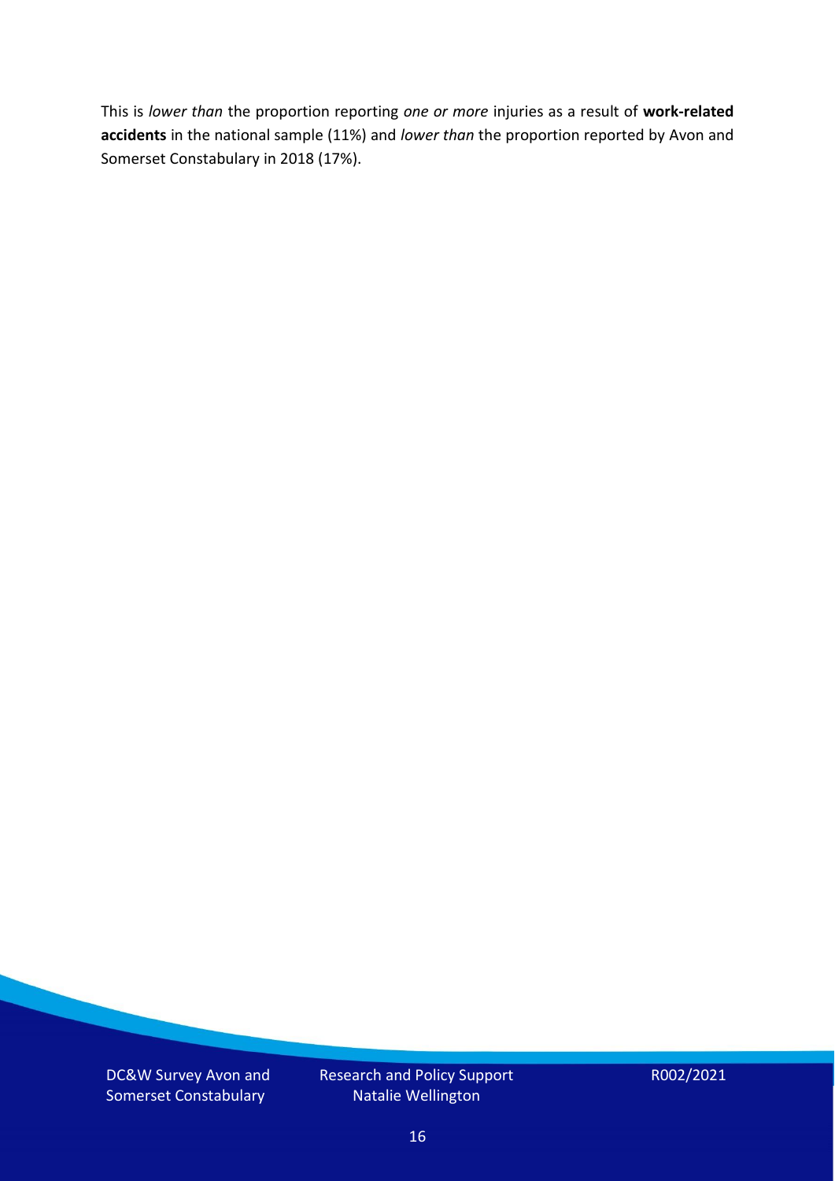This is *lower than* the proportion reporting *one or more* injuries as a result of **work-related accidents** in the national sample (11%) and *lower than* the proportion reported by Avon and Somerset Constabulary in 2018 (17%).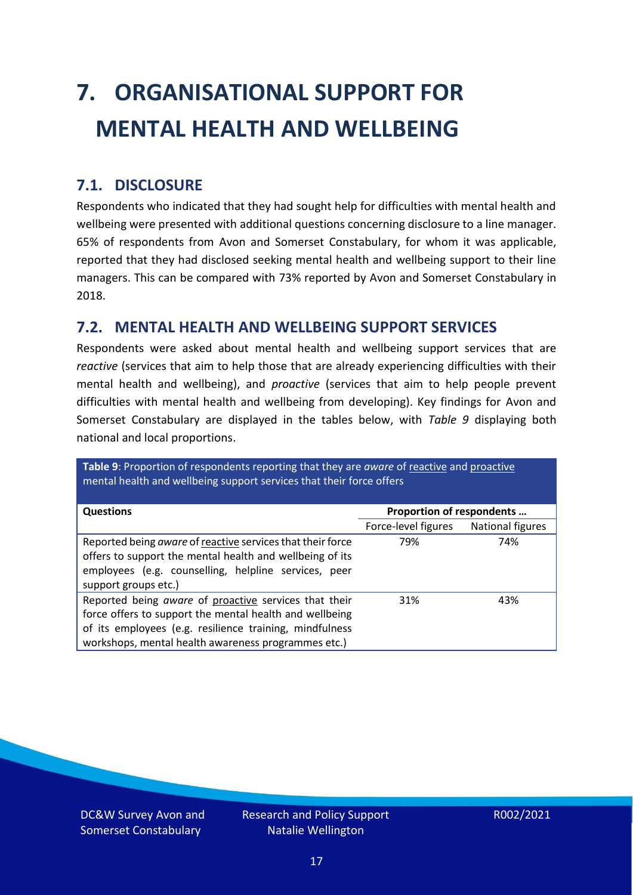# 7. ORGANISATIONAL SUPPORT FOR MENTAL HEALTH AND WELLBEING

## 7.1. DISCLOSURE

Respondents who indicated that they had sought help for difficulties with mental health and wellbeing were presented with additional questions concerning disclosure to a line manager. 65% of respondents from Avon and Somerset Constabulary, for whom it was applicable, reported that they had disclosed seeking mental health and wellbeing support to their line managers. This can be compared with 73% reported by Avon and Somerset Constabulary in 2018.

## 7.2. MENTAL HEALTH AND WELLBEING SUPPORT SERVICES

Respondents were asked about mental health and wellbeing support services that are *reactive* (services that aim to help those that are already experiencing difficulties with their mental health and wellbeing), and *proactive* (services that aim to help people prevent difficulties with mental health and wellbeing from developing). Key findings for Avon and Somerset Constabulary are displayed in the tables below, with *Table 9* displaying both national and local proportions.

**Table 9**: Proportion of respondents reporting that they are *aware* of reactive and proactive mental health and wellbeing support services that their force offers

| Questions | Proportion of respondents … | |
|---|---|---|
| | Force-level figures | National figures |
| Reported being *aware* of reactive services that their force offers to support the mental health and wellbeing of its employees (e.g. counselling, helpline services, peer support groups etc.) | 79% | 74% |
| Reported being *aware* of proactive services that their force offers to support the mental health and wellbeing of its employees (e.g. resilience training, mindfulness workshops, mental health awareness programmes etc.) | 31% | 43% |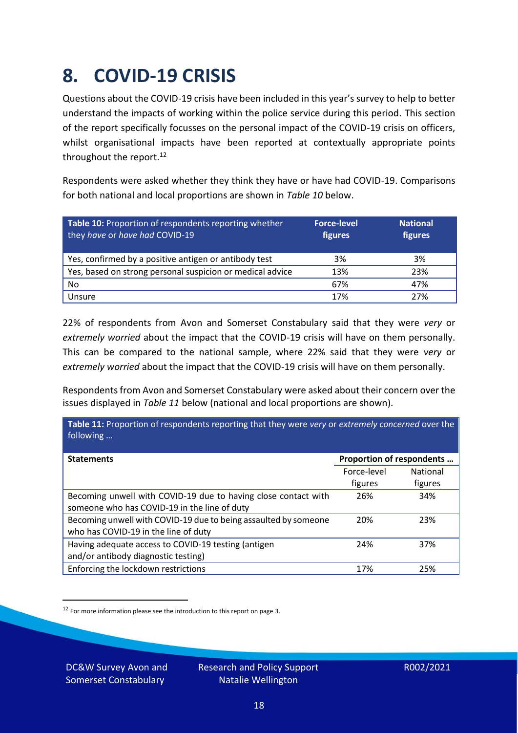# 8. COVID-19 CRISIS

Questions about the COVID-19 crisis have been included in this year's survey to help to better understand the impacts of working within the police service during this period. This section of the report specifically focusses on the personal impact of the COVID-19 crisis on officers, whilst organisational impacts have been reported at contextually appropriate points throughout the report.[12]

Respondents were asked whether they think they have or have had COVID-19. Comparisons for both national and local proportions are shown in *Table 10* below.

| **Table 10:** Proportion of respondents reporting whether they *have* or *have had* COVID-19 | **Force-level figures** | **National figures** |
|---|---|---|
| Yes, confirmed by a positive antigen or antibody test | 3% | 3% |
| Yes, based on strong personal suspicion or medical advice | 13% | 23% |
| No | 67% | 47% |
| Unsure | 17% | 27% |

22% of respondents from Avon and Somerset Constabulary said that they were *very* or *extremely worried* about the impact that the COVID-19 crisis will have on them personally. This can be compared to the national sample, where 22% said that they were *very* or *extremely worried* about the impact that the COVID-19 crisis will have on them personally.

Respondents from Avon and Somerset Constabulary were asked about their concern over the issues displayed in *Table 11* below (national and local proportions are shown).

**Table 11:** Proportion of respondents reporting that they were *very* or *extremely concerned* over the following …

| **Statements** | **Proportion of respondents …** | |
|---|---|---|
| | Force-level figures | National figures |
| Becoming unwell with COVID-19 due to having close contact with someone who has COVID-19 in the line of duty | 26% | 34% |
| Becoming unwell with COVID-19 due to being assaulted by someone who has COVID-19 in the line of duty | 20% | 23% |
| Having adequate access to COVID-19 testing (antigen and/or antibody diagnostic testing) | 24% | 37% |
| Enforcing the lockdown restrictions | 17% | 25% |

[12] For more information please see the introduction to this report on page 3.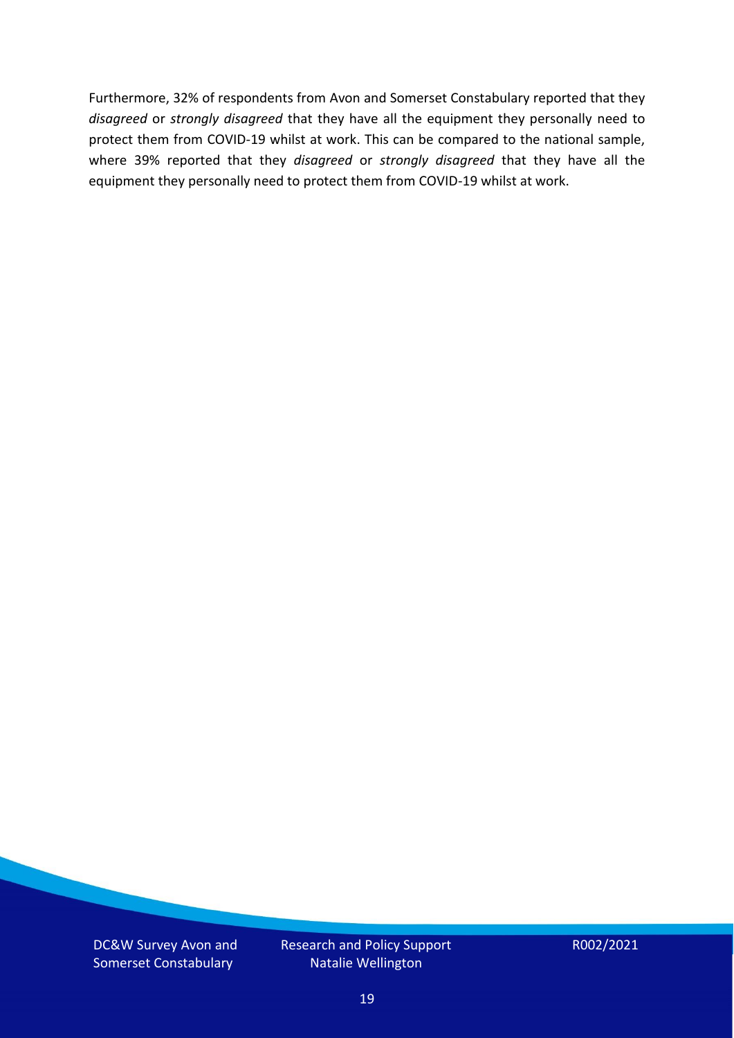Furthermore, 32% of respondents from Avon and Somerset Constabulary reported that they *disagreed* or *strongly disagreed* that they have all the equipment they personally need to protect them from COVID-19 whilst at work. This can be compared to the national sample, where 39% reported that they *disagreed* or *strongly disagreed* that they have all the equipment they personally need to protect them from COVID-19 whilst at work.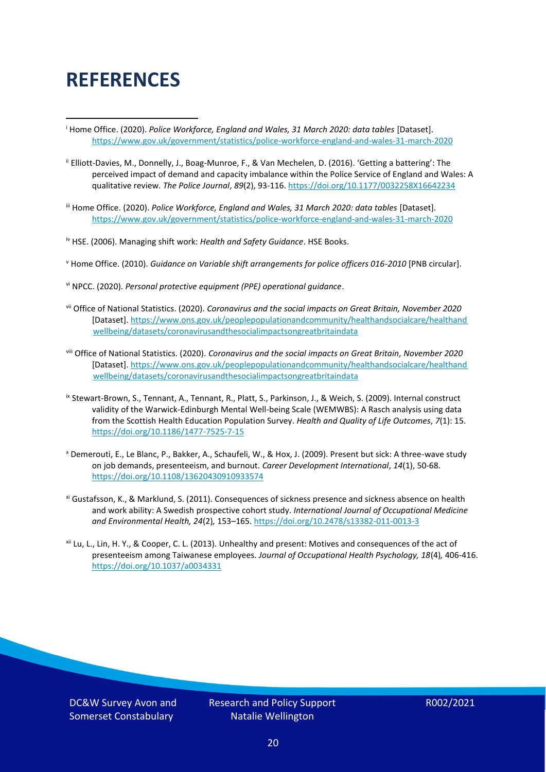# REFERENCES

[i] Home Office. (2020). *Police Workforce, England and Wales, 31 March 2020: data tables* [Dataset]. https://www.gov.uk/government/statistics/police-workforce-england-and-wales-31-march-2020

[ii] Elliott-Davies, M., Donnelly, J., Boag-Munroe, F., & Van Mechelen, D. (2016). 'Getting a battering': The perceived impact of demand and capacity imbalance within the Police Service of England and Wales: A qualitative review. *The Police Journal*, *89*(2), 93-116. https://doi.org/10.1177/0032258X16642234

[iii] Home Office. (2020). *Police Workforce, England and Wales, 31 March 2020: data tables* [Dataset]. https://www.gov.uk/government/statistics/police-workforce-england-and-wales-31-march-2020

[iv] HSE. (2006). Managing shift work: *Health and Safety Guidance*. HSE Books.

[v] Home Office. (2010). *Guidance on Variable shift arrangements for police officers 016-2010* [PNB circular].

[vi] NPCC. (2020). *Personal protective equipment (PPE) operational guidance*.

[vii] Office of National Statistics. (2020). *Coronavirus and the social impacts on Great Britain, November 2020* [Dataset]. https://www.ons.gov.uk/peoplepopulationandcommunity/healthandsocialcare/healthandwellbeing/datasets/coronavirusandthesocialimpactsongreatbritaindata

[viii] Office of National Statistics. (2020). *Coronavirus and the social impacts on Great Britain, November 2020* [Dataset]. https://www.ons.gov.uk/peoplepopulationandcommunity/healthandsocialcare/healthandwellbeing/datasets/coronavirusandthesocialimpactsongreatbritaindata

[ix] Stewart-Brown, S., Tennant, A., Tennant, R., Platt, S., Parkinson, J., & Weich, S. (2009). Internal construct validity of the Warwick-Edinburgh Mental Well-being Scale (WEMWBS): A Rasch analysis using data from the Scottish Health Education Population Survey. *Health and Quality of Life Outcomes*, *7*(1): 15. https://doi.org/10.1186/1477-7525-7-15

[x] Demerouti, E., Le Blanc, P., Bakker, A., Schaufeli, W., & Hox, J. (2009). Present but sick: A three-wave study on job demands, presenteeism, and burnout. *Career Development International*, *14*(1), 50-68. https://doi.org/10.1108/13620430910933574

[xi] Gustafsson, K., & Marklund, S. (2011). Consequences of sickness presence and sickness absence on health and work ability: A Swedish prospective cohort study. *International Journal of Occupational Medicine and Environmental Health, 24*(2)*,* 153–165. https://doi.org/10.2478/s13382-011-0013-3

[xii] Lu, L., Lin, H. Y., & Cooper, C. L. (2013). Unhealthy and present: Motives and consequences of the act of presenteeism among Taiwanese employees. *Journal of Occupational Health Psychology, 18*(4)*,* 406-416. https://doi.org/10.1037/a0034331